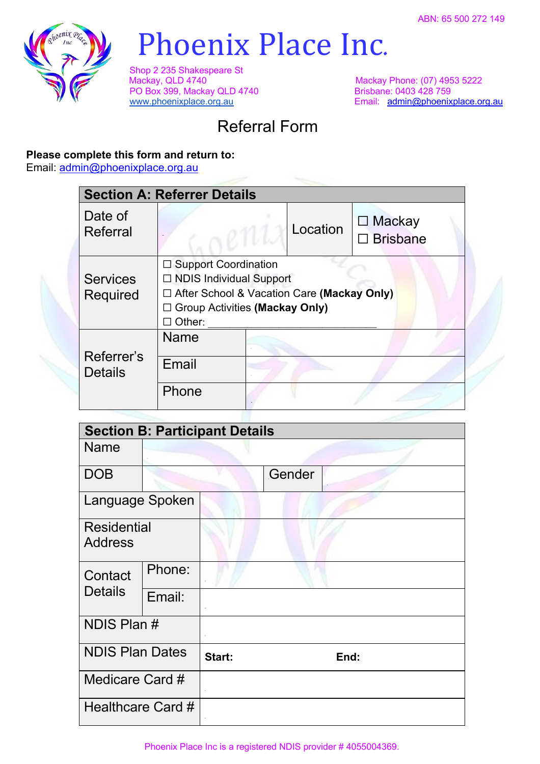ABN: 65 500 272 149

# Phoenix Place Inc.

Shop 2 235 Shakespeare St
Mackay, QLD 4740
PO Box 399, Mackay QLD 4740
www.phoenixplace.org.au

Mackay Phone: (07) 4953 5222
Brisbane: 0403 428 759
Email: admin@phoenixplace.org.au

## Referral Form

**Please complete this form and return to:**
Email: admin@phoenixplace.org.au

| **Section A: Referrer Details** | | | |
|---|---|---|---|
| Date of Referral | | Location | ☐ Mackay<br>☐ Brisbane |
| Services Required | ☐ Support Coordination<br>☐ NDIS Individual Support<br>☐ After School & Vacation Care **(Mackay Only)**<br>☐ Group Activities **(Mackay Only)**<br>☐ Other: ______________________________ | | |
| Referrer's Details | Name | | |
| | Email | | |
| | Phone | | |

| **Section B: Participant Details** | | | |
|---|---|---|---|
| Name | | | |
| DOB | | Gender | |
| Language Spoken | | | |
| Residential Address | | | |
| Contact Details | Phone: | | |
| | Email: | | |
| NDIS Plan # | | | |
| NDIS Plan Dates | **Start:** | **End:** | |
| Medicare Card # | | | |
| Healthcare Card # | | | |

Phoenix Place Inc is a registered NDIS provider # 4055004369.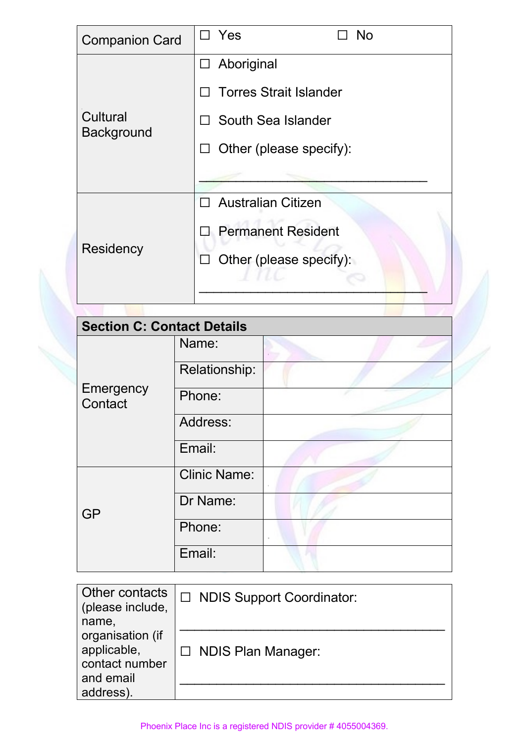| Companion Card | ☐ Yes ☐ No |
|---|---|
| Cultural Background | ☐ Aboriginal<br>☐ Torres Strait Islander<br>☐ South Sea Islander<br>☐ Other (please specify):<br>______________________________ |
| Residency | ☐ Australian Citizen<br>☐ Permanent Resident<br>☐ Other (please specify):<br>______________________________ |

| **Section C: Contact Details** | | |
|---|---|---|
| Emergency Contact | Name: | |
| | Relationship: | |
| | Phone: | |
| | Address: | |
| | Email: | |
| GP | Clinic Name: | |
| | Dr Name: | |
| | Phone: | |
| | Email: | |

| Other contacts (please include, name, organisation (if applicable, contact number and email address). | ☐ NDIS Support Coordinator:<br>______________________________<br>☐ NDIS Plan Manager:<br>______________________________ |
|---|---|

Phoenix Place Inc is a registered NDIS provider # 4055004369.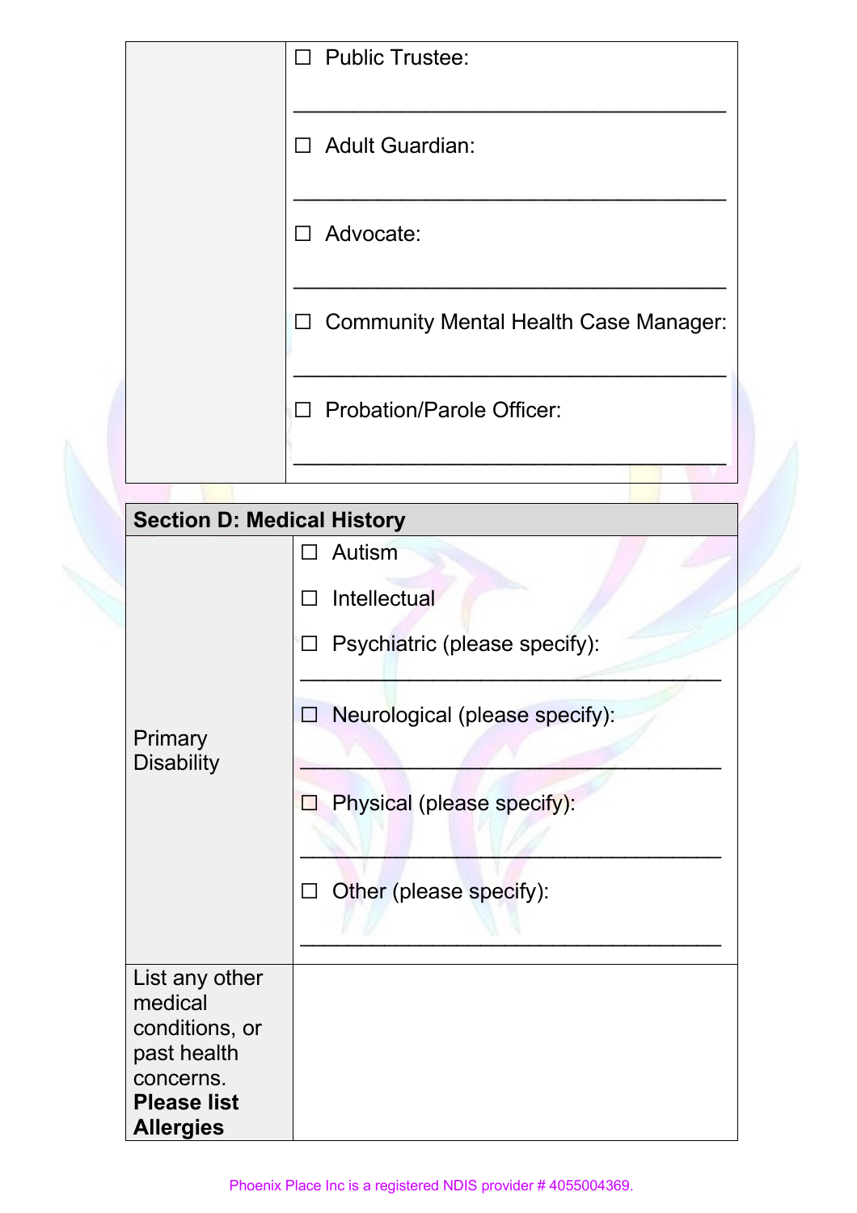| | |
|---|---|
| | ☐ Public Trustee: ____________________________________ <br> ☐ Adult Guardian: ____________________________________ <br> ☐ Advocate: ____________________________________ <br> ☐ Community Mental Health Case Manager: ____________________________________ <br> ☐ Probation/Parole Officer: ____________________________________ |

| **Section D: Medical History** | |
|---|---|
| Primary Disability | ☐ Autism <br> ☐ Intellectual <br> ☐ Psychiatric (please specify): ____________________________________ <br> ☐ Neurological (please specify): ____________________________________ <br> ☐ Physical (please specify): ____________________________________ <br> ☐ Other (please specify): ____________________________________ |
| List any other medical conditions, or past health concerns. **Please list Allergies** | |

Phoenix Place Inc is a registered NDIS provider # 4055004369.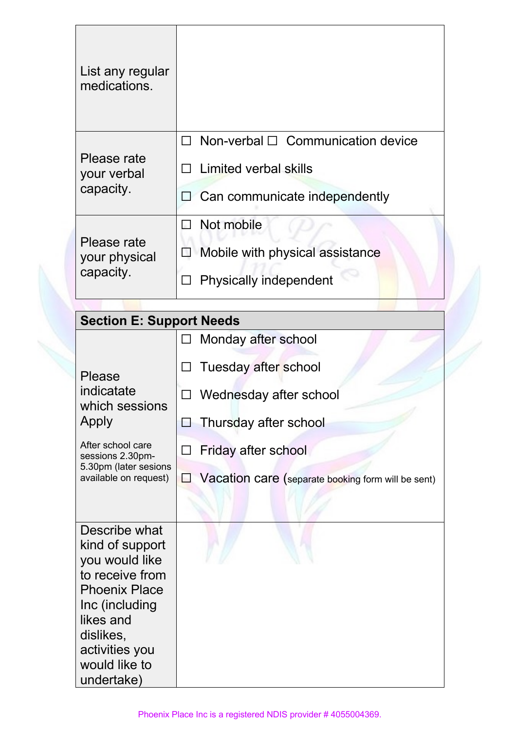| | |
|---|---|
| List any regular medications. | |
| Please rate your verbal capacity. | ☐ Non-verbal ☐ Communication device<br>☐ Limited verbal skills<br>☐ Can communicate independently |
| Please rate your physical capacity. | ☐ Not mobile<br>☐ Mobile with physical assistance<br>☐ Physically independent |

| **Section E: Support Needs** | |
|---|---|
| Please indicatate which sessions Apply<br><br>After school care sessions 2.30pm-5.30pm (later sesions available on request) | ☐ Monday after school<br>☐ Tuesday after school<br>☐ Wednesday after school<br>☐ Thursday after school<br>☐ Friday after school<br>☐ Vacation care (separate booking form will be sent) |
| Describe what kind of support you would like to receive from Phoenix Place Inc (including likes and dislikes, activities you would like to undertake) | |

Phoenix Place Inc is a registered NDIS provider # 4055004369.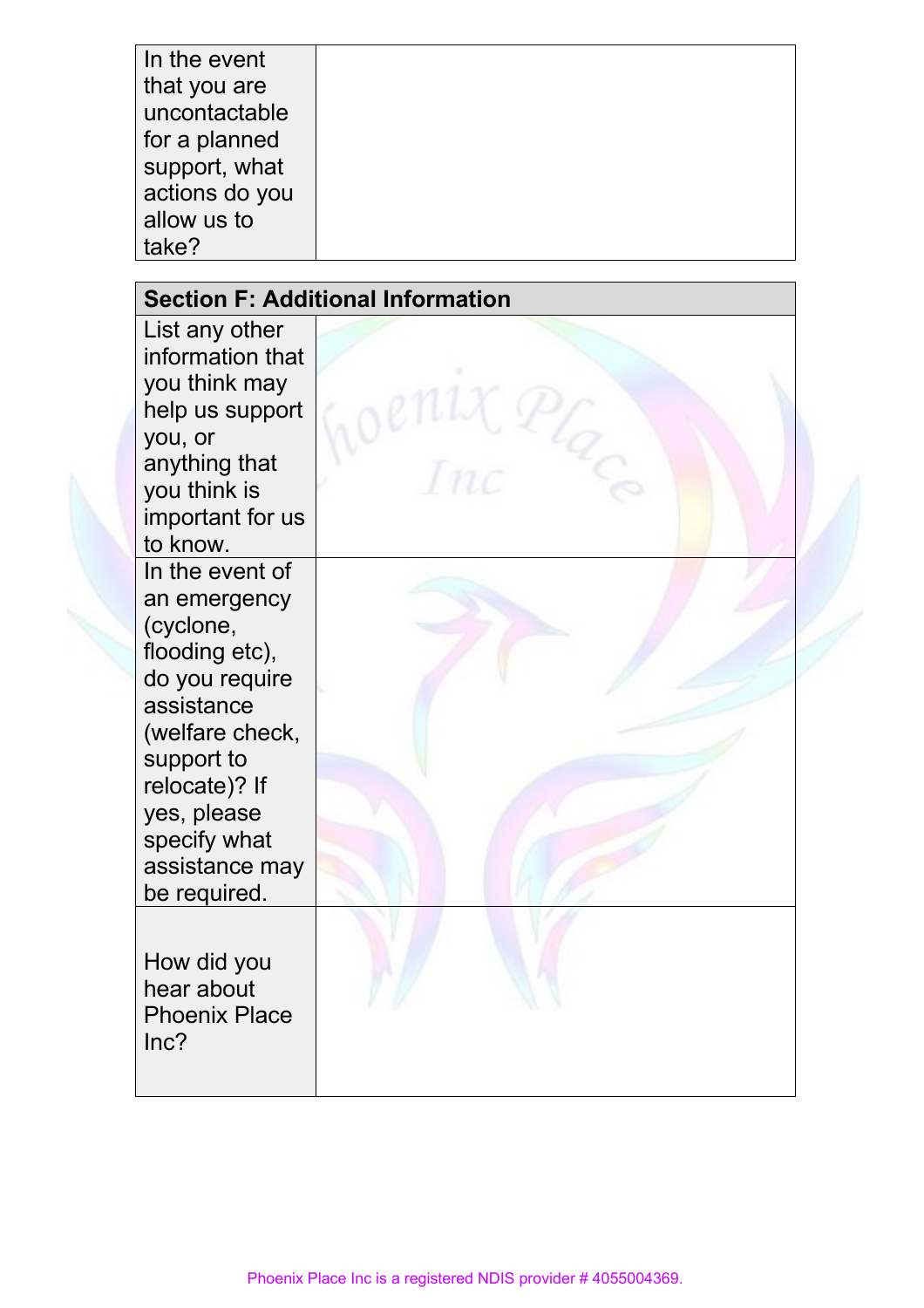| | |
|---|---|
| In the event that you are uncontactable for a planned support, what actions do you allow us to take? | |

| **Section F: Additional Information** | |
|---|---|
| List any other information that you think may help us support you, or anything that you think is important for us to know. | |
| In the event of an emergency (cyclone, flooding etc), do you require assistance (welfare check, support to relocate)? If yes, please specify what assistance may be required. | |
| How did you hear about Phoenix Place Inc? | |

Phoenix Place Inc is a registered NDIS provider # 4055004369.